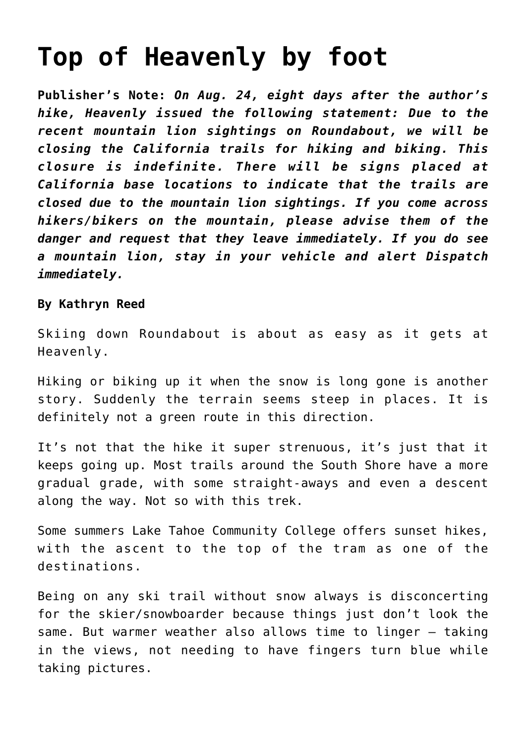# Top of Heavenly by foot

**Publisher's Note:** ***On Aug. 24, eight days after the author's hike, Heavenly issued the following statement: Due to the recent mountain lion sightings on Roundabout, we will be closing the California trails for hiking and biking. This closure is indefinite. There will be signs placed at California base locations to indicate that the trails are closed due to the mountain lion sightings. If you come across hikers/bikers on the mountain, please advise them of the danger and request that they leave immediately. If you do see a mountain lion, stay in your vehicle and alert Dispatch immediately.***

**By Kathryn Reed**

Skiing down Roundabout is about as easy as it gets at Heavenly.

Hiking or biking up it when the snow is long gone is another story. Suddenly the terrain seems steep in places. It is definitely not a green route in this direction.

It's not that the hike it super strenuous, it's just that it keeps going up. Most trails around the South Shore have a more gradual grade, with some straight-aways and even a descent along the way. Not so with this trek.

Some summers Lake Tahoe Community College offers sunset hikes, with the ascent to the top of the tram as one of the destinations.

Being on any ski trail without snow always is disconcerting for the skier/snowboarder because things just don't look the same. But warmer weather also allows time to linger – taking in the views, not needing to have fingers turn blue while taking pictures.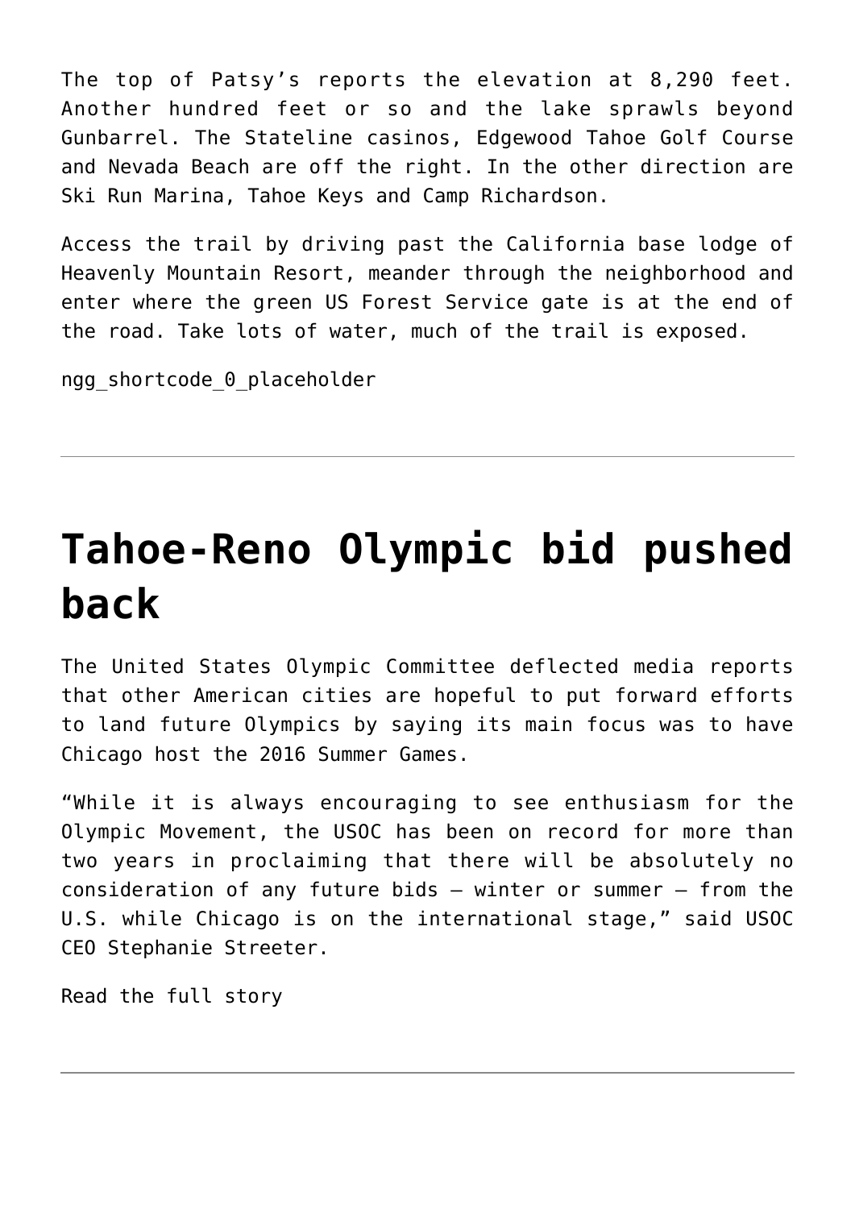The top of Patsy's reports the elevation at 8,290 feet. Another hundred feet or so and the lake sprawls beyond Gunbarrel. The Stateline casinos, Edgewood Tahoe Golf Course and Nevada Beach are off the right. In the other direction are Ski Run Marina, Tahoe Keys and Camp Richardson.

Access the trail by driving past the California base lodge of Heavenly Mountain Resort, meander through the neighborhood and enter where the green US Forest Service gate is at the end of the road. Take lots of water, much of the trail is exposed.

ngg_shortcode_0_placeholder

---

# Tahoe-Reno Olympic bid pushed back

The United States Olympic Committee deflected media reports that other American cities are hopeful to put forward efforts to land future Olympics by saying its main focus was to have Chicago host the 2016 Summer Games.

"While it is always encouraging to see enthusiasm for the Olympic Movement, the USOC has been on record for more than two years in proclaiming that there will be absolutely no consideration of any future bids – winter or summer – from the U.S. while Chicago is on the international stage," said USOC CEO Stephanie Streeter.

Read the full story

---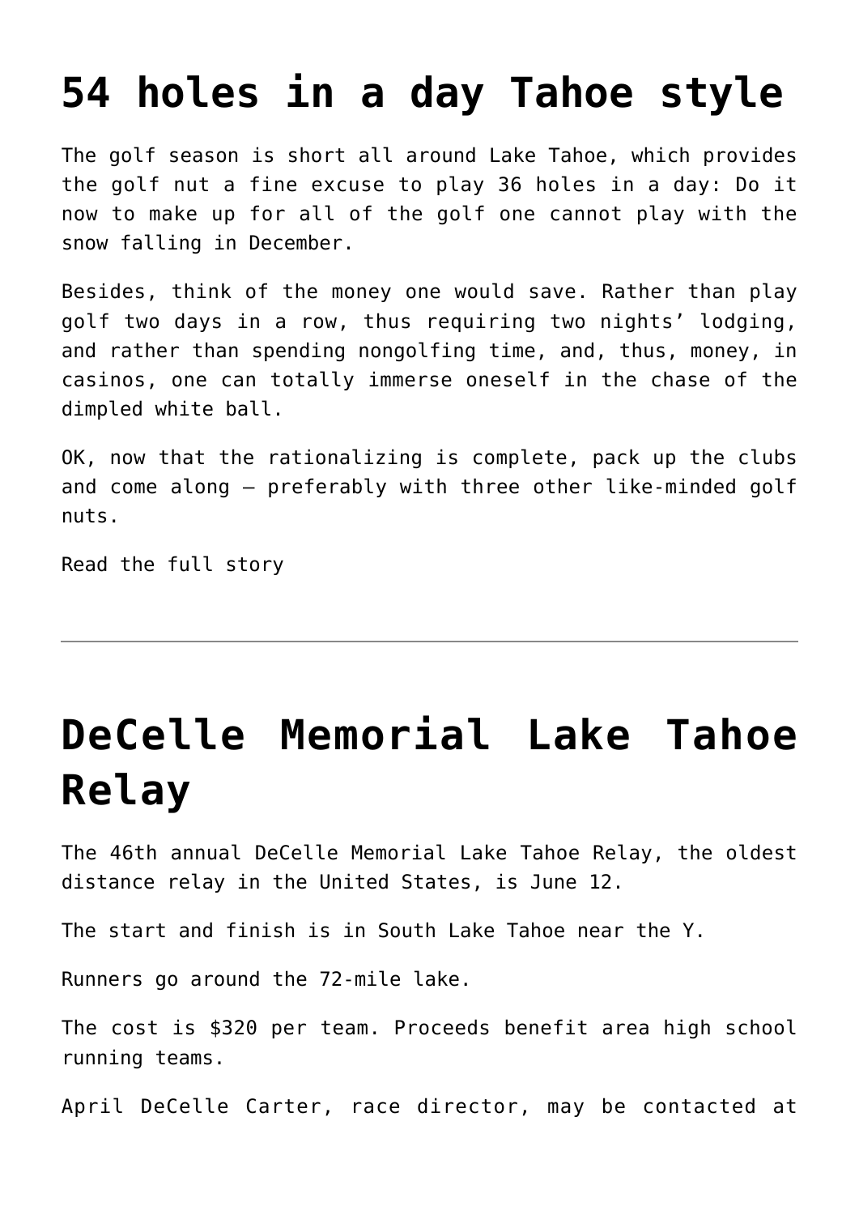# 54 holes in a day Tahoe style

The golf season is short all around Lake Tahoe, which provides the golf nut a fine excuse to play 36 holes in a day: Do it now to make up for all of the golf one cannot play with the snow falling in December.

Besides, think of the money one would save. Rather than play golf two days in a row, thus requiring two nights' lodging, and rather than spending nongolfing time, and, thus, money, in casinos, one can totally immerse oneself in the chase of the dimpled white ball.

OK, now that the rationalizing is complete, pack up the clubs and come along — preferably with three other like-minded golf nuts.

Read the full story

---

# DeCelle Memorial Lake Tahoe Relay

The 46th annual DeCelle Memorial Lake Tahoe Relay, the oldest distance relay in the United States, is June 12.

The start and finish is in South Lake Tahoe near the Y.

Runners go around the 72-mile lake.

The cost is $320 per team. Proceeds benefit area high school running teams.

April DeCelle Carter, race director, may be contacted at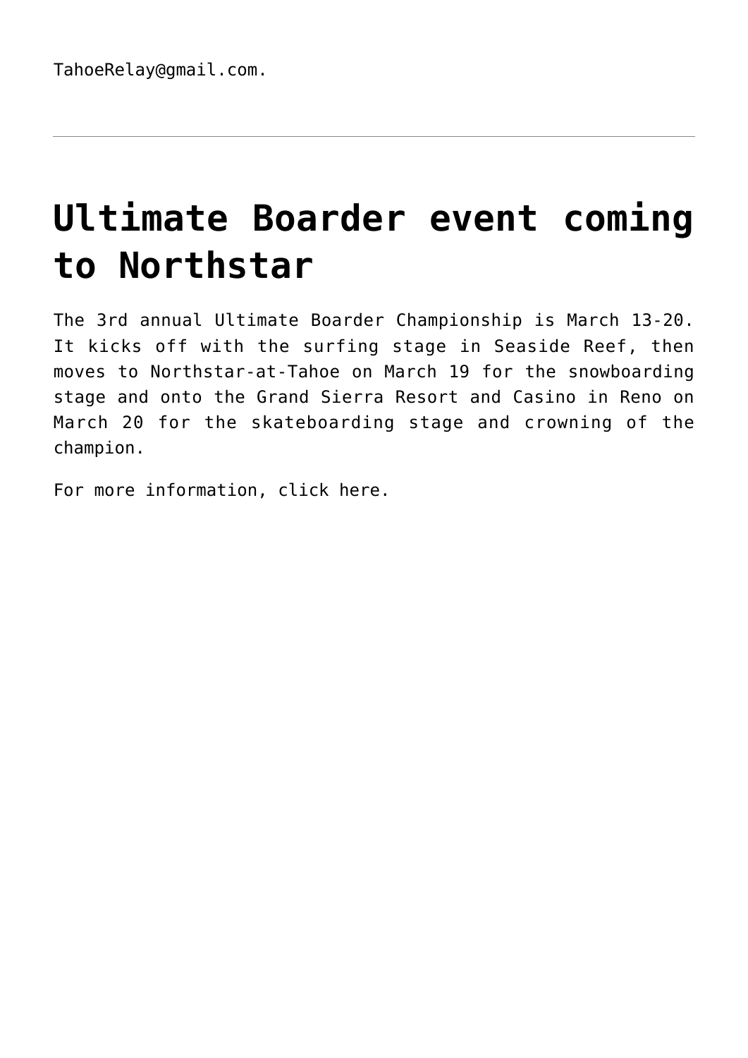TahoeRelay@gmail.com.

---

# Ultimate Boarder event coming to Northstar

The 3rd annual Ultimate Boarder Championship is March 13-20. It kicks off with the surfing stage in Seaside Reef, then moves to Northstar-at-Tahoe on March 19 for the snowboarding stage and onto the Grand Sierra Resort and Casino in Reno on March 20 for the skateboarding stage and crowning of the champion.

For more information, click here.